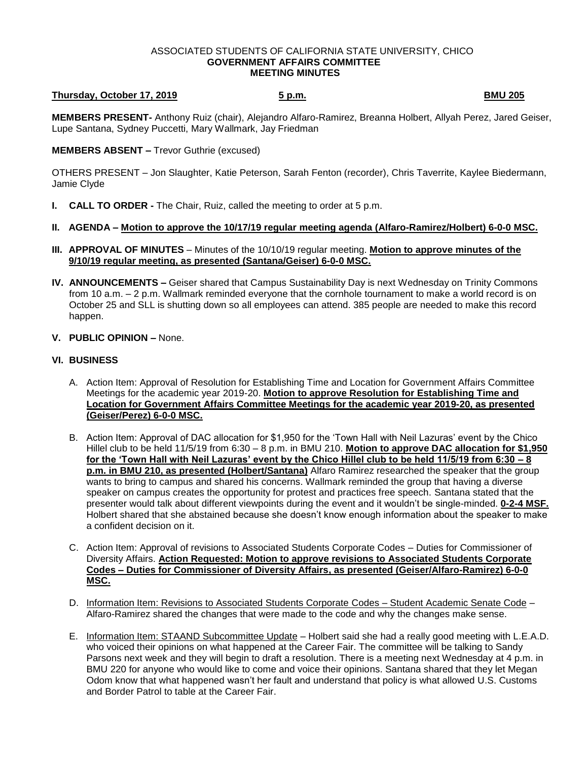ASSOCIATED STUDENTS OF CALIFORNIA STATE UNIVERSITY, CHICO
**GOVERNMENT AFFAIRS COMMITTEE**
**MEETING MINUTES**

**Thursday, October 17, 2019** **5 p.m.** **BMU 205**

**MEMBERS PRESENT-** Anthony Ruiz (chair), Alejandro Alfaro-Ramirez, Breanna Holbert, Allyah Perez, Jared Geiser, Lupe Santana, Sydney Puccetti, Mary Wallmark, Jay Friedman

**MEMBERS ABSENT –** Trevor Guthrie (excused)

OTHERS PRESENT – Jon Slaughter, Katie Peterson, Sarah Fenton (recorder), Chris Taverrite, Kaylee Biedermann, Jamie Clyde

**I. CALL TO ORDER -** The Chair, Ruiz, called the meeting to order at 5 p.m.

**II. AGENDA – Motion to approve the 10/17/19 regular meeting agenda (Alfaro-Ramirez/Holbert) 6-0-0 MSC.**

**III. APPROVAL OF MINUTES** – Minutes of the 10/10/19 regular meeting. **Motion to approve minutes of the 9/10/19 regular meeting, as presented (Santana/Geiser) 6-0-0 MSC.**

**IV. ANNOUNCEMENTS –** Geiser shared that Campus Sustainability Day is next Wednesday on Trinity Commons from 10 a.m. – 2 p.m. Wallmark reminded everyone that the cornhole tournament to make a world record is on October 25 and SLL is shutting down so all employees can attend. 385 people are needed to make this record happen.

**V. PUBLIC OPINION –** None.

**VI. BUSINESS**

A. Action Item: Approval of Resolution for Establishing Time and Location for Government Affairs Committee Meetings for the academic year 2019-20. **Motion to approve Resolution for Establishing Time and Location for Government Affairs Committee Meetings for the academic year 2019-20, as presented (Geiser/Perez) 6-0-0 MSC.**

B. Action Item: Approval of DAC allocation for $1,950 for the 'Town Hall with Neil Lazuras' event by the Chico Hillel club to be held 11/5/19 from 6:30 – 8 p.m. in BMU 210. **Motion to approve DAC allocation for $1,950 for the 'Town Hall with Neil Lazuras' event by the Chico Hillel club to be held 11/5/19 from 6:30 – 8 p.m. in BMU 210, as presented (Holbert/Santana)** Alfaro Ramirez researched the speaker that the group wants to bring to campus and shared his concerns. Wallmark reminded the group that having a diverse speaker on campus creates the opportunity for protest and practices free speech. Santana stated that the presenter would talk about different viewpoints during the event and it wouldn't be single-minded. **0-2-4 MSF.** Holbert shared that she abstained because she doesn't know enough information about the speaker to make a confident decision on it.

C. Action Item: Approval of revisions to Associated Students Corporate Codes – Duties for Commissioner of Diversity Affairs. **Action Requested: Motion to approve revisions to Associated Students Corporate Codes – Duties for Commissioner of Diversity Affairs, as presented (Geiser/Alfaro-Ramirez) 6-0-0 MSC.**

D. Information Item: Revisions to Associated Students Corporate Codes – Student Academic Senate Code – Alfaro-Ramirez shared the changes that were made to the code and why the changes make sense.

E. Information Item: STAAND Subcommittee Update – Holbert said she had a really good meeting with L.E.A.D. who voiced their opinions on what happened at the Career Fair. The committee will be talking to Sandy Parsons next week and they will begin to draft a resolution. There is a meeting next Wednesday at 4 p.m. in BMU 220 for anyone who would like to come and voice their opinions. Santana shared that they let Megan Odom know that what happened wasn't her fault and understand that policy is what allowed U.S. Customs and Border Patrol to table at the Career Fair.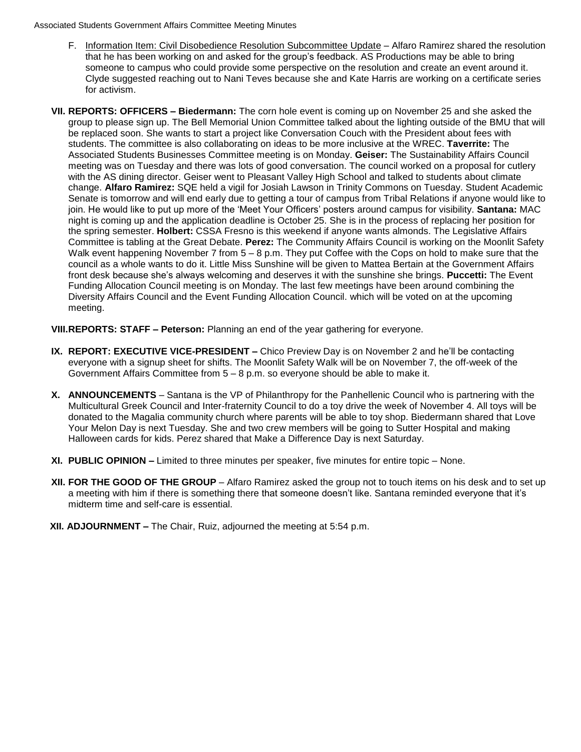F. Information Item: Civil Disobedience Resolution Subcommittee Update – Alfaro Ramirez shared the resolution that he has been working on and asked for the group's feedback. AS Productions may be able to bring someone to campus who could provide some perspective on the resolution and create an event around it. Clyde suggested reaching out to Nani Teves because she and Kate Harris are working on a certificate series for activism.

**VII. REPORTS: OFFICERS – Biedermann:** The corn hole event is coming up on November 25 and she asked the group to please sign up. The Bell Memorial Union Committee talked about the lighting outside of the BMU that will be replaced soon. She wants to start a project like Conversation Couch with the President about fees with students. The committee is also collaborating on ideas to be more inclusive at the WREC. **Taverrite:** The Associated Students Businesses Committee meeting is on Monday. **Geiser:** The Sustainability Affairs Council meeting was on Tuesday and there was lots of good conversation. The council worked on a proposal for cutlery with the AS dining director. Geiser went to Pleasant Valley High School and talked to students about climate change. **Alfaro Ramirez:** SQE held a vigil for Josiah Lawson in Trinity Commons on Tuesday. Student Academic Senate is tomorrow and will end early due to getting a tour of campus from Tribal Relations if anyone would like to join. He would like to put up more of the 'Meet Your Officers' posters around campus for visibility. **Santana:** MAC night is coming up and the application deadline is October 25. She is in the process of replacing her position for the spring semester. **Holbert:** CSSA Fresno is this weekend if anyone wants almonds. The Legislative Affairs Committee is tabling at the Great Debate. **Perez:** The Community Affairs Council is working on the Moonlit Safety Walk event happening November 7 from 5 – 8 p.m. They put Coffee with the Cops on hold to make sure that the council as a whole wants to do it. Little Miss Sunshine will be given to Mattea Bertain at the Government Affairs front desk because she's always welcoming and deserves it with the sunshine she brings. **Puccetti:** The Event Funding Allocation Council meeting is on Monday. The last few meetings have been around combining the Diversity Affairs Council and the Event Funding Allocation Council. which will be voted on at the upcoming meeting.

**VIII. REPORTS: STAFF – Peterson:** Planning an end of the year gathering for everyone.

**IX. REPORT: EXECUTIVE VICE-PRESIDENT –** Chico Preview Day is on November 2 and he'll be contacting everyone with a signup sheet for shifts. The Moonlit Safety Walk will be on November 7, the off-week of the Government Affairs Committee from 5 – 8 p.m. so everyone should be able to make it.

**X. ANNOUNCEMENTS** – Santana is the VP of Philanthropy for the Panhellenic Council who is partnering with the Multicultural Greek Council and Inter-fraternity Council to do a toy drive the week of November 4. All toys will be donated to the Magalia community church where parents will be able to toy shop. Biedermann shared that Love Your Melon Day is next Tuesday. She and two crew members will be going to Sutter Hospital and making Halloween cards for kids. Perez shared that Make a Difference Day is next Saturday.

**XI. PUBLIC OPINION –** Limited to three minutes per speaker, five minutes for entire topic – None.

**XII. FOR THE GOOD OF THE GROUP** – Alfaro Ramirez asked the group not to touch items on his desk and to set up a meeting with him if there is something there that someone doesn't like. Santana reminded everyone that it's midterm time and self-care is essential.

**XII. ADJOURNMENT –** The Chair, Ruiz, adjourned the meeting at 5:54 p.m.